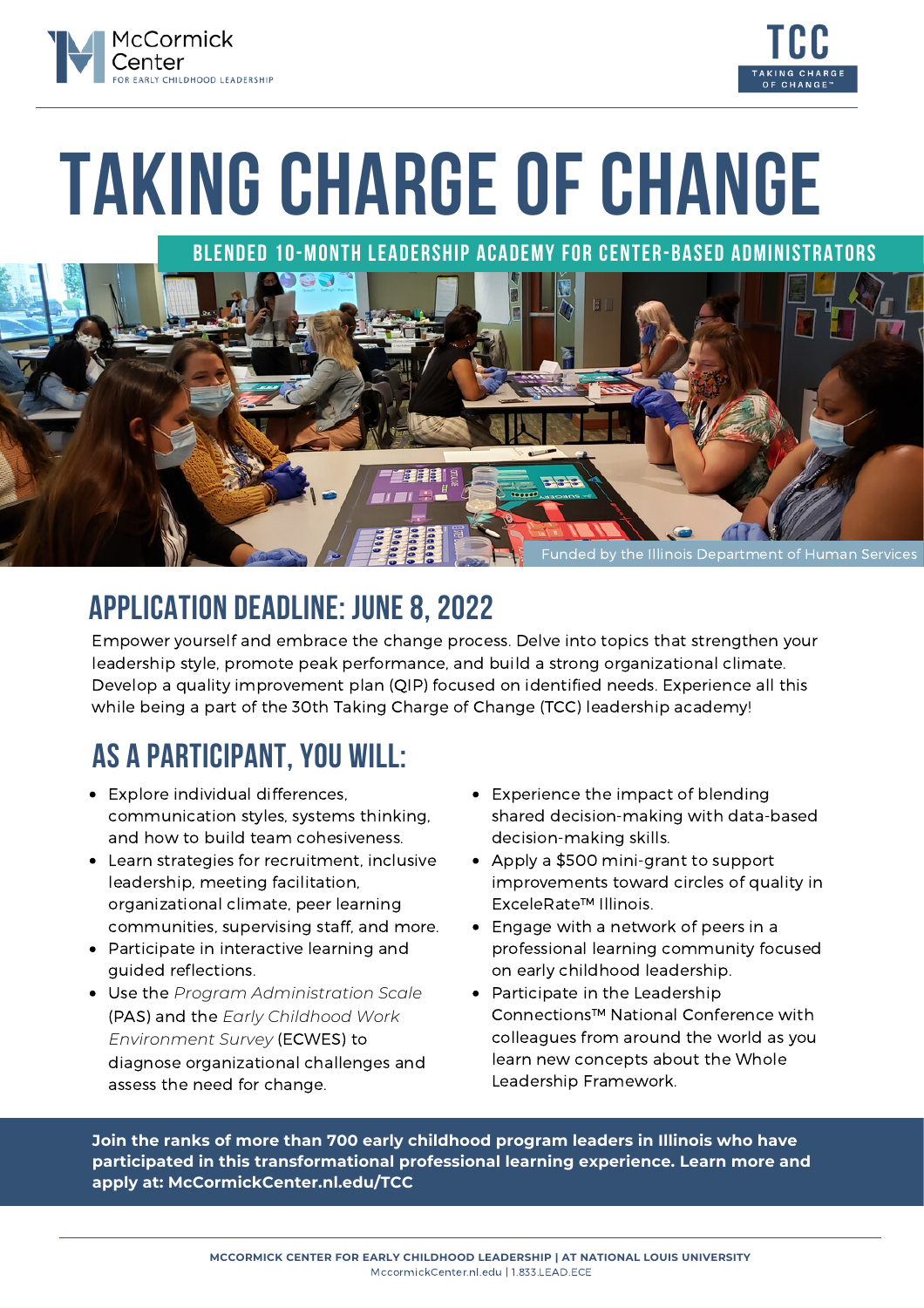McCormick Center FOR EARLY CHILDHOOD LEADERSHIP

TCC TAKING CHARGE OF CHANGE™

# TAKING CHARGE OF CHANGE

## BLENDED 10-MONTH LEADERSHIP ACADEMY FOR CENTER-BASED ADMINISTRATORS

Funded by the Illinois Department of Human Services

## APPLICATION DEADLINE: JUNE 8, 2022

Empower yourself and embrace the change process. Delve into topics that strengthen your leadership style, promote peak performance, and build a strong organizational climate. Develop a quality improvement plan (QIP) focused on identified needs. Experience all this while being a part of the 30th Taking Charge of Change (TCC) leadership academy!

## AS A PARTICIPANT, YOU WILL:

- Explore individual differences, communication styles, systems thinking, and how to build team cohesiveness.
- Learn strategies for recruitment, inclusive leadership, meeting facilitation, organizational climate, peer learning communities, supervising staff, and more.
- Participate in interactive learning and guided reflections.
- Use the *Program Administration Scale* (PAS) and the *Early Childhood Work Environment Survey* (ECWES) to diagnose organizational challenges and assess the need for change.
- Experience the impact of blending shared decision-making with data-based decision-making skills.
- Apply a $500 mini-grant to support improvements toward circles of quality in ExceleRate™ Illinois.
- Engage with a network of peers in a professional learning community focused on early childhood leadership.
- Participate in the Leadership Connections™ National Conference with colleagues from around the world as you learn new concepts about the Whole Leadership Framework.

**Join the ranks of more than 700 early childhood program leaders in Illinois who have participated in this transformational professional learning experience. Learn more and apply at: McCormickCenter.nl.edu/TCC**

MCCORMICK CENTER FOR EARLY CHILDHOOD LEADERSHIP | AT NATIONAL LOUIS UNIVERSITY
MccormickCenter.nl.edu | 1.833.LEAD.ECE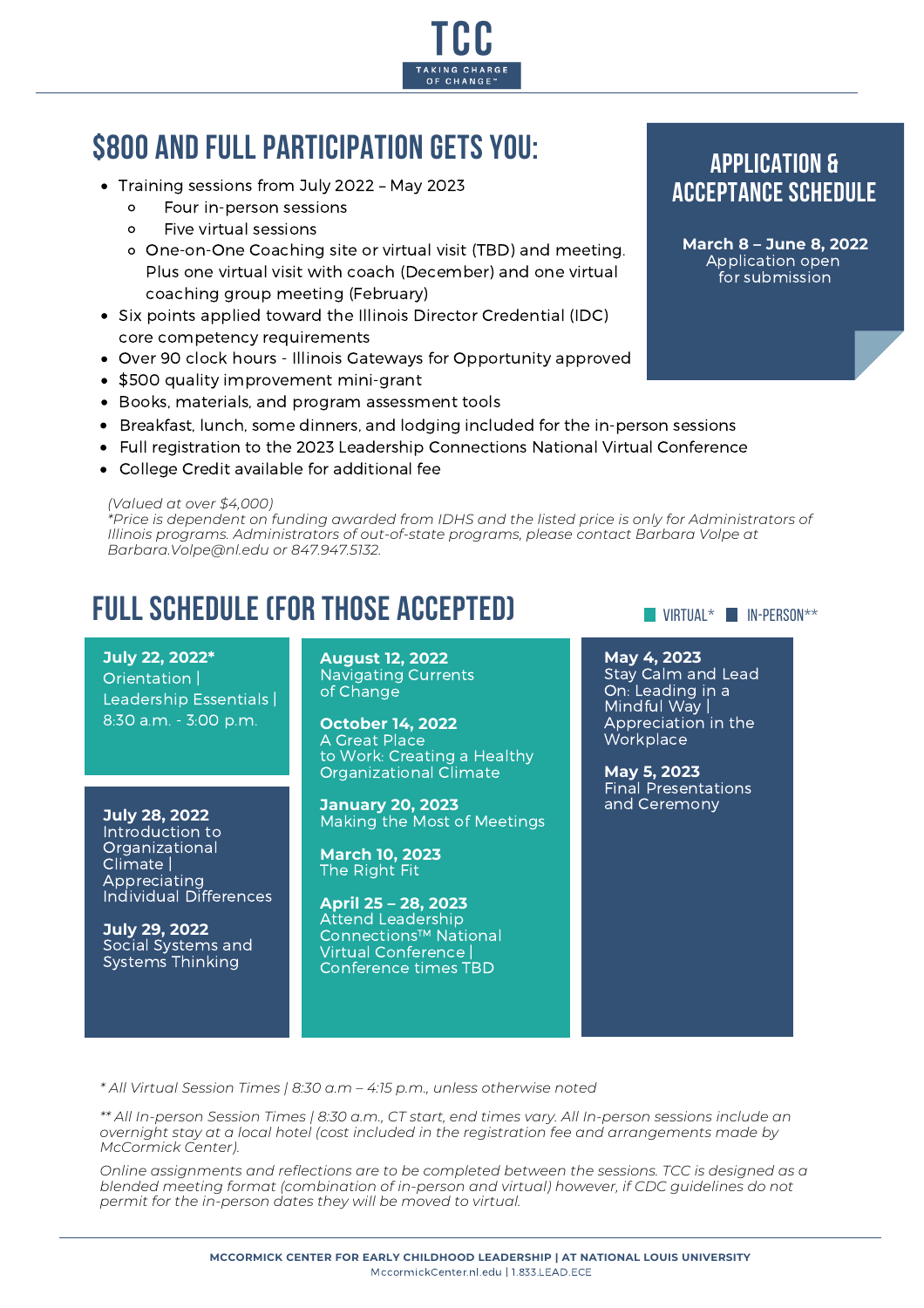TCC

TAKING CHARGE OF CHANGE™

## $800 AND FULL PARTICIPATION GETS YOU:

- Training sessions from July 2022 – May 2023
  - Four in-person sessions
  - Five virtual sessions
  - One-on-One Coaching site or virtual visit (TBD) and meeting. Plus one virtual visit with coach (December) and one virtual coaching group meeting (February)
- Six points applied toward the Illinois Director Credential (IDC) core competency requirements
- Over 90 clock hours - Illinois Gateways for Opportunity approved
- $500 quality improvement mini-grant
- Books, materials, and program assessment tools
- Breakfast, lunch, some dinners, and lodging included for the in-person sessions
- Full registration to the 2023 Leadership Connections National Virtual Conference
- College Credit available for additional fee

*(Valued at over $4,000)*
**Price is dependent on funding awarded from IDHS and the listed price is only for Administrators of Illinois programs. Administrators of out-of-state programs, please contact Barbara Volpe at Barbara.Volpe@nl.edu or 847.947.5132.*

## APPLICATION & ACCEPTANCE SCHEDULE

**March 8 – June 8, 2022**
Application open for submission

## FULL SCHEDULE (FOR THOSE ACCEPTED)

VIRTUAL* IN-PERSON**

**July 22, 2022***
Orientation | Leadership Essentials | 8:30 a.m. - 3:00 p.m.

**July 28, 2022**
Introduction to Organizational Climate | Appreciating Individual Differences

**July 29, 2022**
Social Systems and Systems Thinking

**August 12, 2022**
Navigating Currents of Change

**October 14, 2022**
A Great Place to Work: Creating a Healthy Organizational Climate

**January 20, 2023**
Making the Most of Meetings

**March 10, 2023**
The Right Fit

**April 25 – 28, 2023**
Attend Leadership Connections™ National Virtual Conference | Conference times TBD

**May 4, 2023**
Stay Calm and Lead On: Leading in a Mindful Way | Appreciation in the Workplace

**May 5, 2023**
Final Presentations and Ceremony

*\* All Virtual Session Times | 8:30 a.m – 4:15 p.m., unless otherwise noted*

*\*\* All In-person Session Times | 8:30 a.m., CT start, end times vary. All In-person sessions include an overnight stay at a local hotel (cost included in the registration fee and arrangements made by McCormick Center).*

*Online assignments and reflections are to be completed between the sessions. TCC is designed as a blended meeting format (combination of in-person and virtual) however, if CDC guidelines do not permit for the in-person dates they will be moved to virtual.*

**MCCORMICK CENTER FOR EARLY CHILDHOOD LEADERSHIP | AT NATIONAL LOUIS UNIVERSITY**
McCormickCenter.nl.edu | 1.833.LEAD.ECE